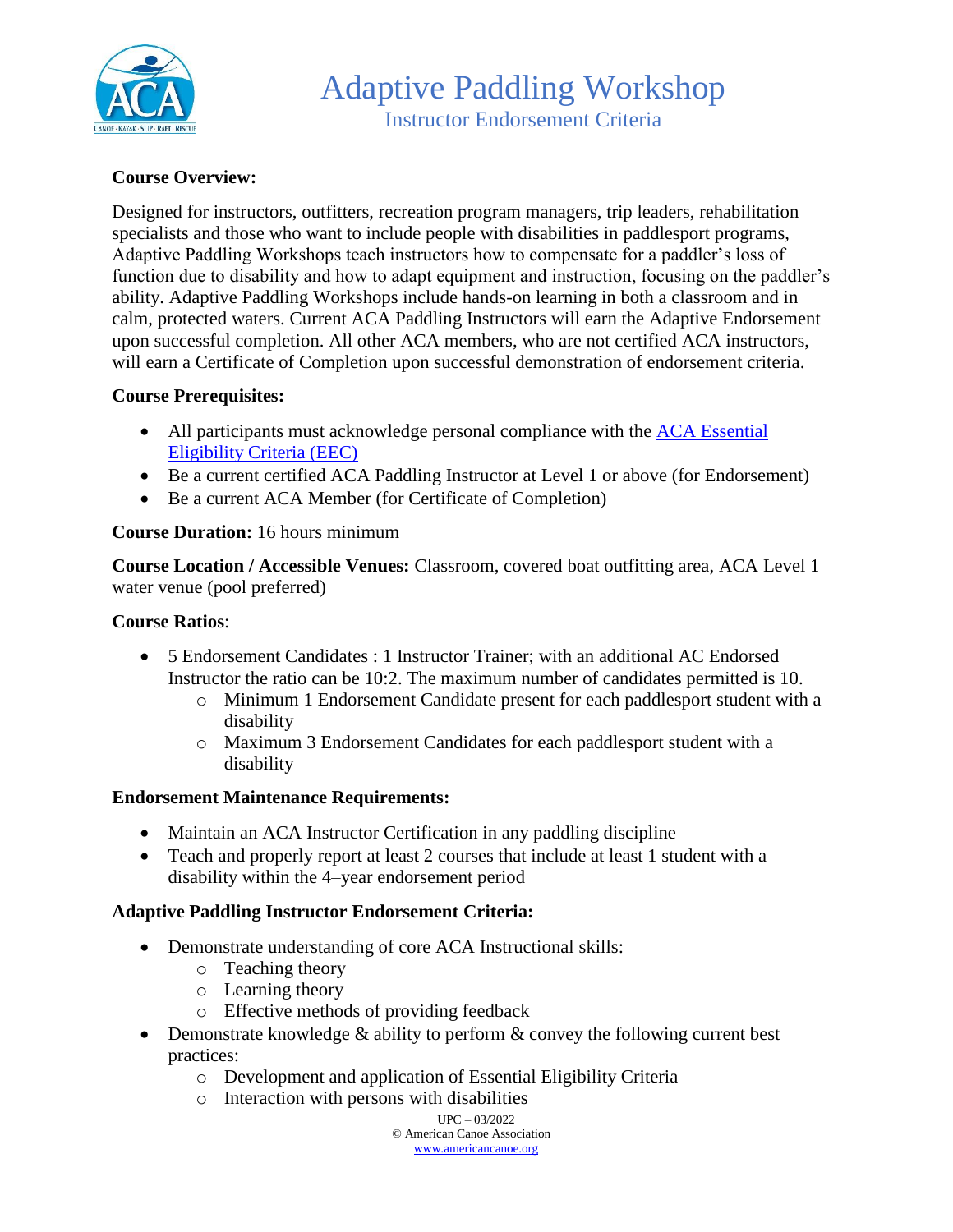# Adaptive Paddling Workshop

## Instructor Endorsement Criteria

**Course Overview:**

Designed for instructors, outfitters, recreation program managers, trip leaders, rehabilitation specialists and those who want to include people with disabilities in paddlesport programs, Adaptive Paddling Workshops teach instructors how to compensate for a paddler's loss of function due to disability and how to adapt equipment and instruction, focusing on the paddler's ability. Adaptive Paddling Workshops include hands-on learning in both a classroom and in calm, protected waters. Current ACA Paddling Instructors will earn the Adaptive Endorsement upon successful completion. All other ACA members, who are not certified ACA instructors, will earn a Certificate of Completion upon successful demonstration of endorsement criteria.

**Course Prerequisites:**

- All participants must acknowledge personal compliance with the [ACA Essential Eligibility Criteria (EEC)]
- Be a current certified ACA Paddling Instructor at Level 1 or above (for Endorsement)
- Be a current ACA Member (for Certificate of Completion)

**Course Duration:** 16 hours minimum

**Course Location / Accessible Venues:** Classroom, covered boat outfitting area, ACA Level 1 water venue (pool preferred)

**Course Ratios**:

- 5 Endorsement Candidates : 1 Instructor Trainer; with an additional AC Endorsed Instructor the ratio can be 10:2. The maximum number of candidates permitted is 10.
  - Minimum 1 Endorsement Candidate present for each paddlesport student with a disability
  - Maximum 3 Endorsement Candidates for each paddlesport student with a disability

**Endorsement Maintenance Requirements:**

- Maintain an ACA Instructor Certification in any paddling discipline
- Teach and properly report at least 2 courses that include at least 1 student with a disability within the 4–year endorsement period

**Adaptive Paddling Instructor Endorsement Criteria:**

- Demonstrate understanding of core ACA Instructional skills:
  - Teaching theory
  - Learning theory
  - Effective methods of providing feedback
- Demonstrate knowledge & ability to perform & convey the following current best practices:
  - Development and application of Essential Eligibility Criteria
  - Interaction with persons with disabilities

UPC – 03/2022
© American Canoe Association
www.americancanoe.org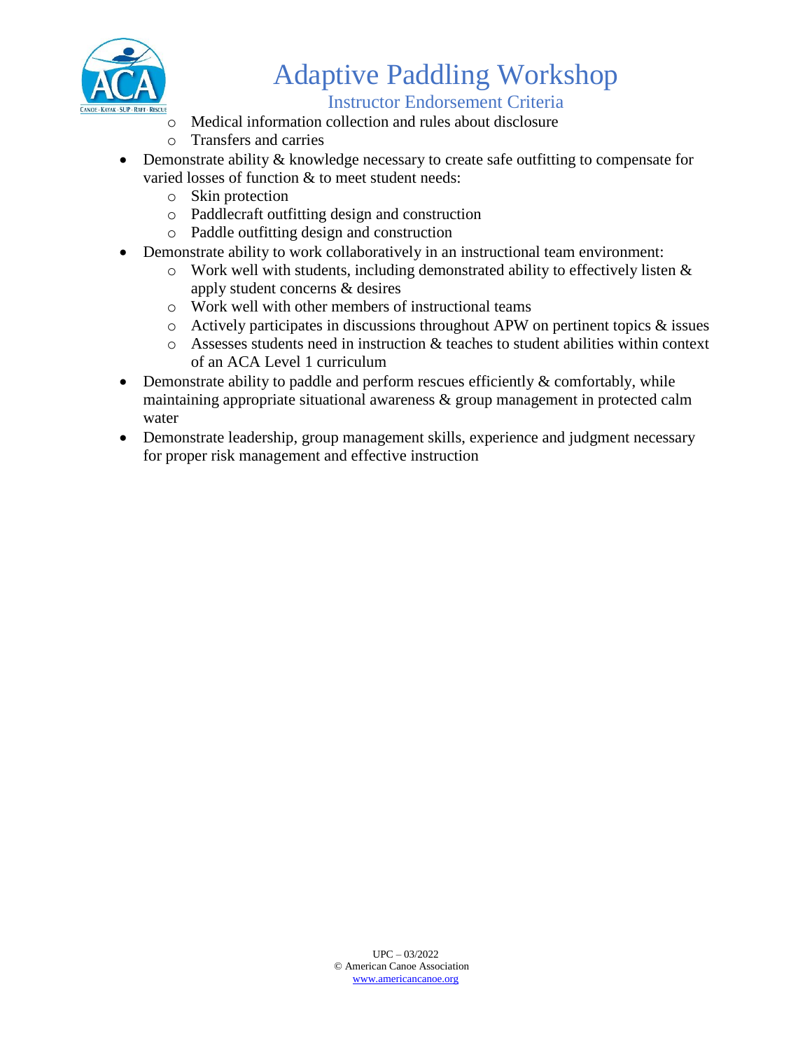- Medical information collection and rules about disclosure
    - Transfers and carries
- Demonstrate ability & knowledge necessary to create safe outfitting to compensate for varied losses of function & to meet student needs:
    - Skin protection
    - Paddlecraft outfitting design and construction
    - Paddle outfitting design and construction
- Demonstrate ability to work collaboratively in an instructional team environment:
    - Work well with students, including demonstrated ability to effectively listen & apply student concerns & desires
    - Work well with other members of instructional teams
    - Actively participates in discussions throughout APW on pertinent topics & issues
    - Assesses students need in instruction & teaches to student abilities within context of an ACA Level 1 curriculum
- Demonstrate ability to paddle and perform rescues efficiently & comfortably, while maintaining appropriate situational awareness & group management in protected calm water
- Demonstrate leadership, group management skills, experience and judgment necessary for proper risk management and effective instruction

UPC – 03/2022
© American Canoe Association
www.americancanoe.org